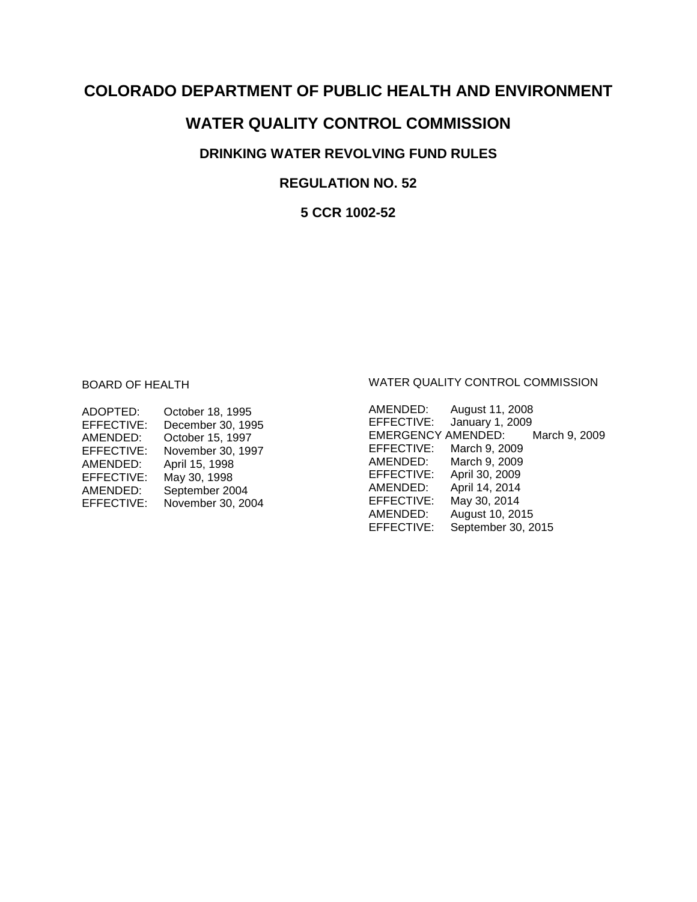# COLORADO DEPARTMENT OF PUBLIC HEALTH AND ENVIRONMENT

# WATER QUALITY CONTROL COMMISSION

## DRINKING WATER REVOLVING FUND RULES

## REGULATION NO. 52

## 5 CCR 1002-52

BOARD OF HEALTH

| | |
|---|---|
| ADOPTED: | October 18, 1995 |
| EFFECTIVE: | December 30, 1995 |
| AMENDED: | October 15, 1997 |
| EFFECTIVE: | November 30, 1997 |
| AMENDED: | April 15, 1998 |
| EFFECTIVE: | May 30, 1998 |
| AMENDED: | September 2004 |
| EFFECTIVE: | November 30, 2004 |

WATER QUALITY CONTROL COMMISSION

| | |
|---|---|
| AMENDED: | August 11, 2008 |
| EFFECTIVE: | January 1, 2009 |
| EMERGENCY AMENDED: | March 9, 2009 |
| EFFECTIVE: | March 9, 2009 |
| AMENDED: | March 9, 2009 |
| EFFECTIVE: | April 30, 2009 |
| AMENDED: | April 14, 2014 |
| EFFECTIVE: | May 30, 2014 |
| AMENDED: | August 10, 2015 |
| EFFECTIVE: | September 30, 2015 |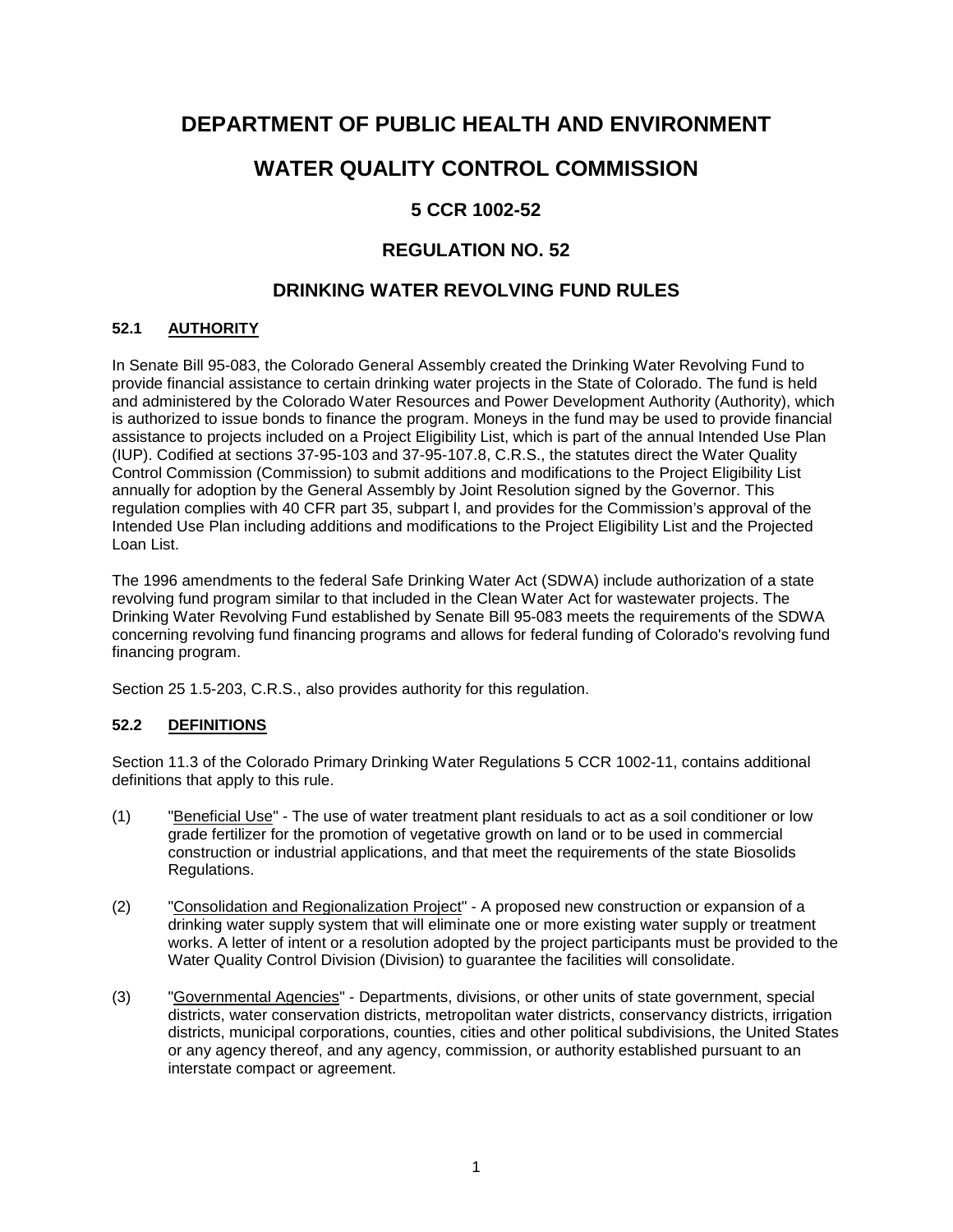# DEPARTMENT OF PUBLIC HEALTH AND ENVIRONMENT

# WATER QUALITY CONTROL COMMISSION

## 5 CCR 1002-52

## REGULATION NO. 52

## DRINKING WATER REVOLVING FUND RULES

### 52.1 AUTHORITY

In Senate Bill 95-083, the Colorado General Assembly created the Drinking Water Revolving Fund to provide financial assistance to certain drinking water projects in the State of Colorado. The fund is held and administered by the Colorado Water Resources and Power Development Authority (Authority), which is authorized to issue bonds to finance the program. Moneys in the fund may be used to provide financial assistance to projects included on a Project Eligibility List, which is part of the annual Intended Use Plan (IUP). Codified at sections 37-95-103 and 37-95-107.8, C.R.S., the statutes direct the Water Quality Control Commission (Commission) to submit additions and modifications to the Project Eligibility List annually for adoption by the General Assembly by Joint Resolution signed by the Governor. This regulation complies with 40 CFR part 35, subpart l, and provides for the Commission's approval of the Intended Use Plan including additions and modifications to the Project Eligibility List and the Projected Loan List.

The 1996 amendments to the federal Safe Drinking Water Act (SDWA) include authorization of a state revolving fund program similar to that included in the Clean Water Act for wastewater projects. The Drinking Water Revolving Fund established by Senate Bill 95-083 meets the requirements of the SDWA concerning revolving fund financing programs and allows for federal funding of Colorado's revolving fund financing program.

Section 25 1.5-203, C.R.S., also provides authority for this regulation.

### 52.2 DEFINITIONS

Section 11.3 of the Colorado Primary Drinking Water Regulations 5 CCR 1002-11, contains additional definitions that apply to this rule.

(1) "Beneficial Use" - The use of water treatment plant residuals to act as a soil conditioner or low grade fertilizer for the promotion of vegetative growth on land or to be used in commercial construction or industrial applications, and that meet the requirements of the state Biosolids Regulations.

(2) "Consolidation and Regionalization Project" - A proposed new construction or expansion of a drinking water supply system that will eliminate one or more existing water supply or treatment works. A letter of intent or a resolution adopted by the project participants must be provided to the Water Quality Control Division (Division) to guarantee the facilities will consolidate.

(3) "Governmental Agencies" - Departments, divisions, or other units of state government, special districts, water conservation districts, metropolitan water districts, conservancy districts, irrigation districts, municipal corporations, counties, cities and other political subdivisions, the United States or any agency thereof, and any agency, commission, or authority established pursuant to an interstate compact or agreement.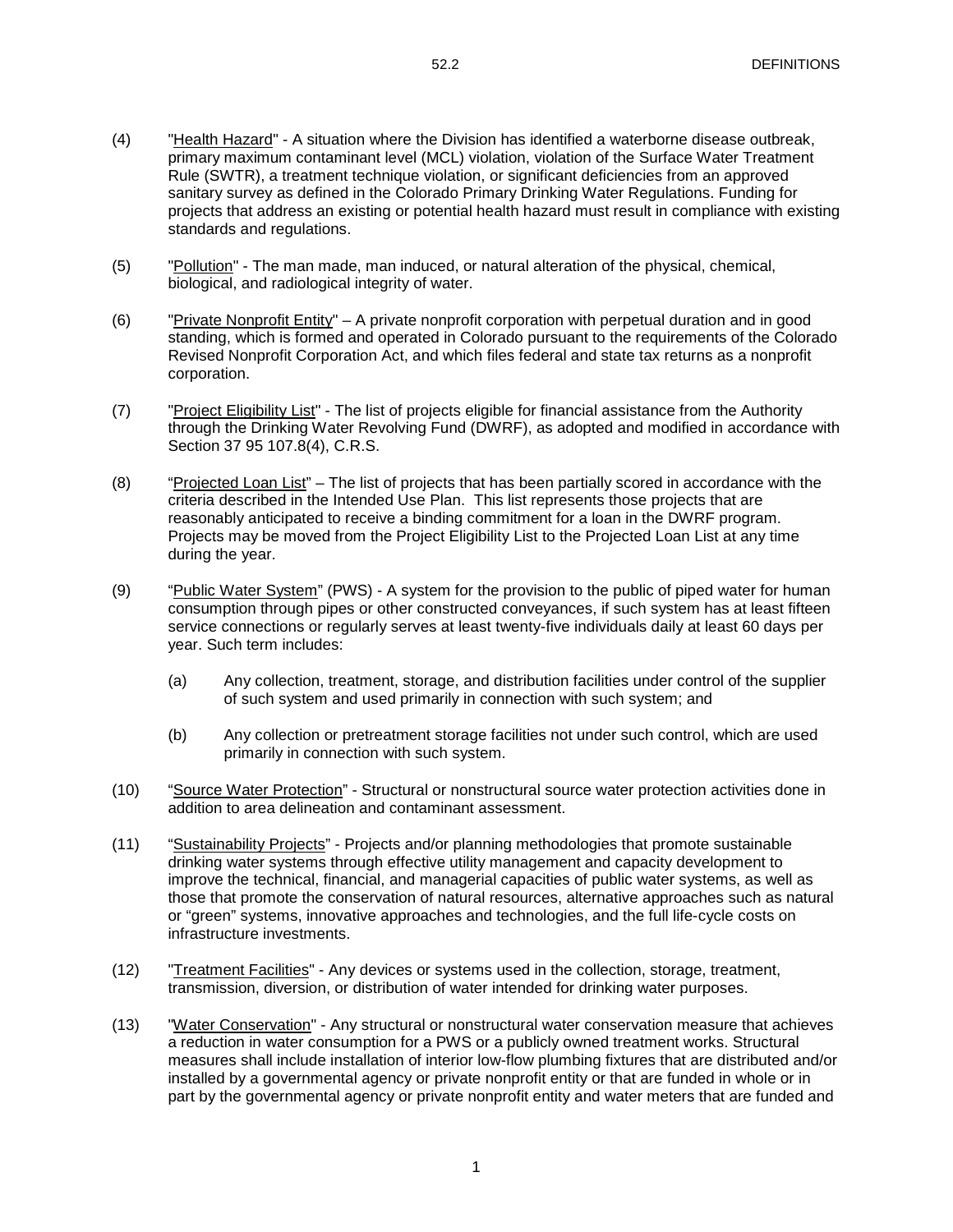(4) "<u>Health Hazard</u>" - A situation where the Division has identified a waterborne disease outbreak, primary maximum contaminant level (MCL) violation, violation of the Surface Water Treatment Rule (SWTR), a treatment technique violation, or significant deficiencies from an approved sanitary survey as defined in the Colorado Primary Drinking Water Regulations. Funding for projects that address an existing or potential health hazard must result in compliance with existing standards and regulations.

(5) "<u>Pollution</u>" - The man made, man induced, or natural alteration of the physical, chemical, biological, and radiological integrity of water.

(6) "<u>Private Nonprofit Entity</u>" – A private nonprofit corporation with perpetual duration and in good standing, which is formed and operated in Colorado pursuant to the requirements of the Colorado Revised Nonprofit Corporation Act, and which files federal and state tax returns as a nonprofit corporation.

(7) "<u>Project Eligibility List</u>" - The list of projects eligible for financial assistance from the Authority through the Drinking Water Revolving Fund (DWRF), as adopted and modified in accordance with Section 37 95 107.8(4), C.R.S.

(8) "<u>Projected Loan List</u>" – The list of projects that has been partially scored in accordance with the criteria described in the Intended Use Plan. This list represents those projects that are reasonably anticipated to receive a binding commitment for a loan in the DWRF program. Projects may be moved from the Project Eligibility List to the Projected Loan List at any time during the year.

(9) "<u>Public Water System</u>" (PWS) - A system for the provision to the public of piped water for human consumption through pipes or other constructed conveyances, if such system has at least fifteen service connections or regularly serves at least twenty-five individuals daily at least 60 days per year. Such term includes:

 (a) Any collection, treatment, storage, and distribution facilities under control of the supplier of such system and used primarily in connection with such system; and

 (b) Any collection or pretreatment storage facilities not under such control, which are used primarily in connection with such system.

(10) "<u>Source Water Protection</u>" - Structural or nonstructural source water protection activities done in addition to area delineation and contaminant assessment.

(11) "<u>Sustainability Projects</u>" - Projects and/or planning methodologies that promote sustainable drinking water systems through effective utility management and capacity development to improve the technical, financial, and managerial capacities of public water systems, as well as those that promote the conservation of natural resources, alternative approaches such as natural or "green" systems, innovative approaches and technologies, and the full life-cycle costs on infrastructure investments.

(12) "<u>Treatment Facilities</u>" - Any devices or systems used in the collection, storage, treatment, transmission, diversion, or distribution of water intended for drinking water purposes.

(13) "<u>Water Conservation</u>" - Any structural or nonstructural water conservation measure that achieves a reduction in water consumption for a PWS or a publicly owned treatment works. Structural measures shall include installation of interior low-flow plumbing fixtures that are distributed and/or installed by a governmental agency or private nonprofit entity or that are funded in whole or in part by the governmental agency or private nonprofit entity and water meters that are funded and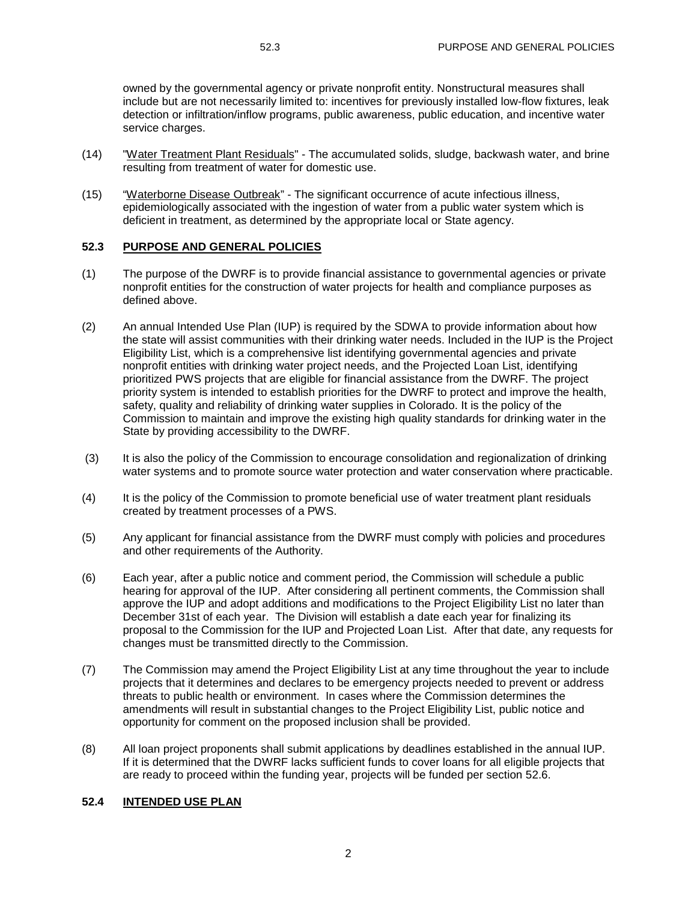owned by the governmental agency or private nonprofit entity. Nonstructural measures shall include but are not necessarily limited to: incentives for previously installed low-flow fixtures, leak detection or infiltration/inflow programs, public awareness, public education, and incentive water service charges.

(14) "Water Treatment Plant Residuals" - The accumulated solids, sludge, backwash water, and brine resulting from treatment of water for domestic use.

(15) "Waterborne Disease Outbreak" - The significant occurrence of acute infectious illness, epidemiologically associated with the ingestion of water from a public water system which is deficient in treatment, as determined by the appropriate local or State agency.

## 52.3 PURPOSE AND GENERAL POLICIES

(1) The purpose of the DWRF is to provide financial assistance to governmental agencies or private nonprofit entities for the construction of water projects for health and compliance purposes as defined above.

(2) An annual Intended Use Plan (IUP) is required by the SDWA to provide information about how the state will assist communities with their drinking water needs. Included in the IUP is the Project Eligibility List, which is a comprehensive list identifying governmental agencies and private nonprofit entities with drinking water project needs, and the Projected Loan List, identifying prioritized PWS projects that are eligible for financial assistance from the DWRF. The project priority system is intended to establish priorities for the DWRF to protect and improve the health, safety, quality and reliability of drinking water supplies in Colorado. It is the policy of the Commission to maintain and improve the existing high quality standards for drinking water in the State by providing accessibility to the DWRF.

(3) It is also the policy of the Commission to encourage consolidation and regionalization of drinking water systems and to promote source water protection and water conservation where practicable.

(4) It is the policy of the Commission to promote beneficial use of water treatment plant residuals created by treatment processes of a PWS.

(5) Any applicant for financial assistance from the DWRF must comply with policies and procedures and other requirements of the Authority.

(6) Each year, after a public notice and comment period, the Commission will schedule a public hearing for approval of the IUP. After considering all pertinent comments, the Commission shall approve the IUP and adopt additions and modifications to the Project Eligibility List no later than December 31st of each year. The Division will establish a date each year for finalizing its proposal to the Commission for the IUP and Projected Loan List. After that date, any requests for changes must be transmitted directly to the Commission.

(7) The Commission may amend the Project Eligibility List at any time throughout the year to include projects that it determines and declares to be emergency projects needed to prevent or address threats to public health or environment. In cases where the Commission determines the amendments will result in substantial changes to the Project Eligibility List, public notice and opportunity for comment on the proposed inclusion shall be provided.

(8) All loan project proponents shall submit applications by deadlines established in the annual IUP. If it is determined that the DWRF lacks sufficient funds to cover loans for all eligible projects that are ready to proceed within the funding year, projects will be funded per section 52.6.

## 52.4 INTENDED USE PLAN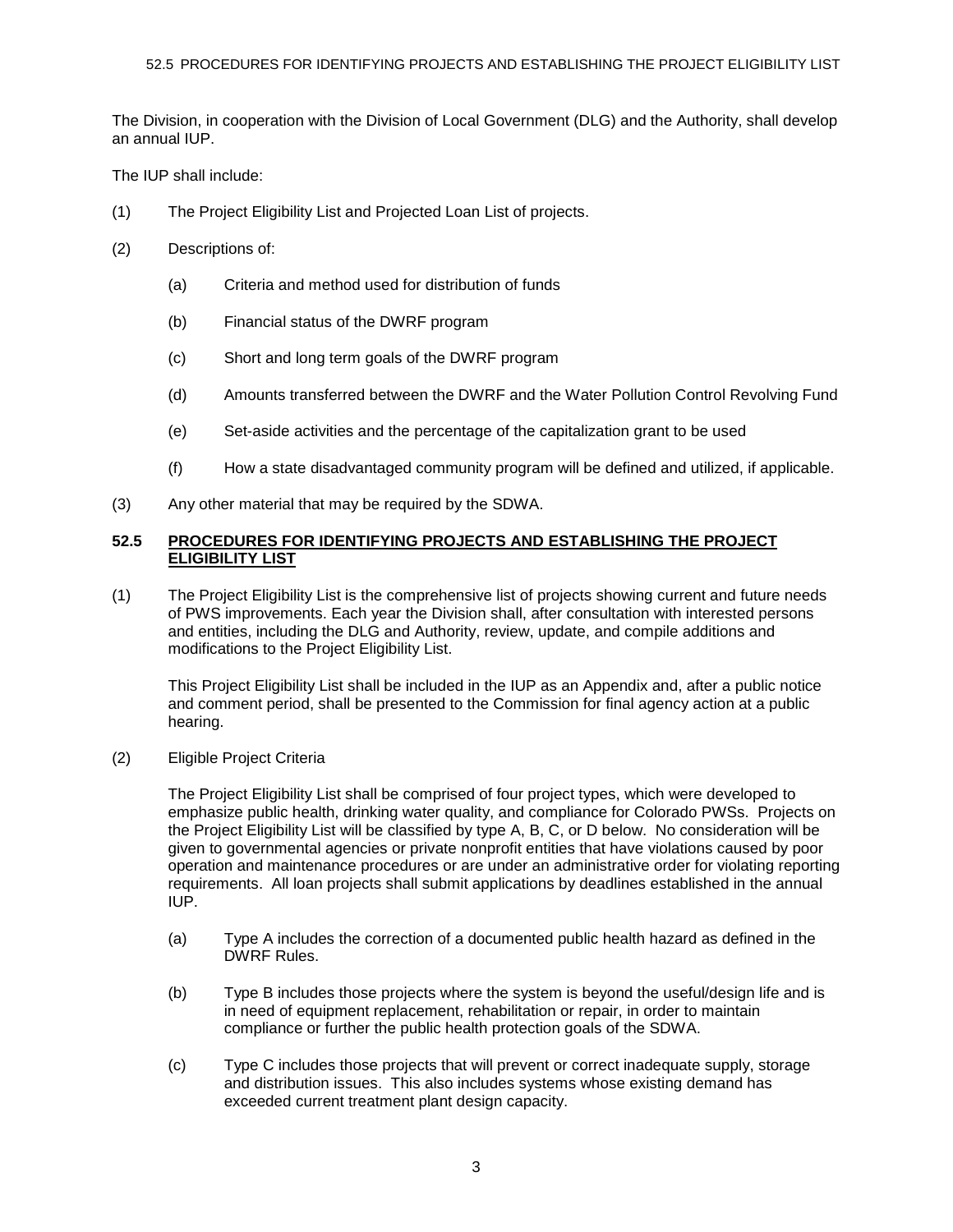The Division, in cooperation with the Division of Local Government (DLG) and the Authority, shall develop an annual IUP.

The IUP shall include:

(1) The Project Eligibility List and Projected Loan List of projects.

(2) Descriptions of:

  (a) Criteria and method used for distribution of funds

  (b) Financial status of the DWRF program

  (c) Short and long term goals of the DWRF program

  (d) Amounts transferred between the DWRF and the Water Pollution Control Revolving Fund

  (e) Set-aside activities and the percentage of the capitalization grant to be used

  (f) How a state disadvantaged community program will be defined and utilized, if applicable.

(3) Any other material that may be required by the SDWA.

## 52.5 PROCEDURES FOR IDENTIFYING PROJECTS AND ESTABLISHING THE PROJECT ELIGIBILITY LIST

(1) The Project Eligibility List is the comprehensive list of projects showing current and future needs of PWS improvements. Each year the Division shall, after consultation with interested persons and entities, including the DLG and Authority, review, update, and compile additions and modifications to the Project Eligibility List.

This Project Eligibility List shall be included in the IUP as an Appendix and, after a public notice and comment period, shall be presented to the Commission for final agency action at a public hearing.

(2) Eligible Project Criteria

The Project Eligibility List shall be comprised of four project types, which were developed to emphasize public health, drinking water quality, and compliance for Colorado PWSs. Projects on the Project Eligibility List will be classified by type A, B, C, or D below. No consideration will be given to governmental agencies or private nonprofit entities that have violations caused by poor operation and maintenance procedures or are under an administrative order for violating reporting requirements. All loan projects shall submit applications by deadlines established in the annual IUP.

  (a) Type A includes the correction of a documented public health hazard as defined in the DWRF Rules.

  (b) Type B includes those projects where the system is beyond the useful/design life and is in need of equipment replacement, rehabilitation or repair, in order to maintain compliance or further the public health protection goals of the SDWA.

  (c) Type C includes those projects that will prevent or correct inadequate supply, storage and distribution issues. This also includes systems whose existing demand has exceeded current treatment plant design capacity.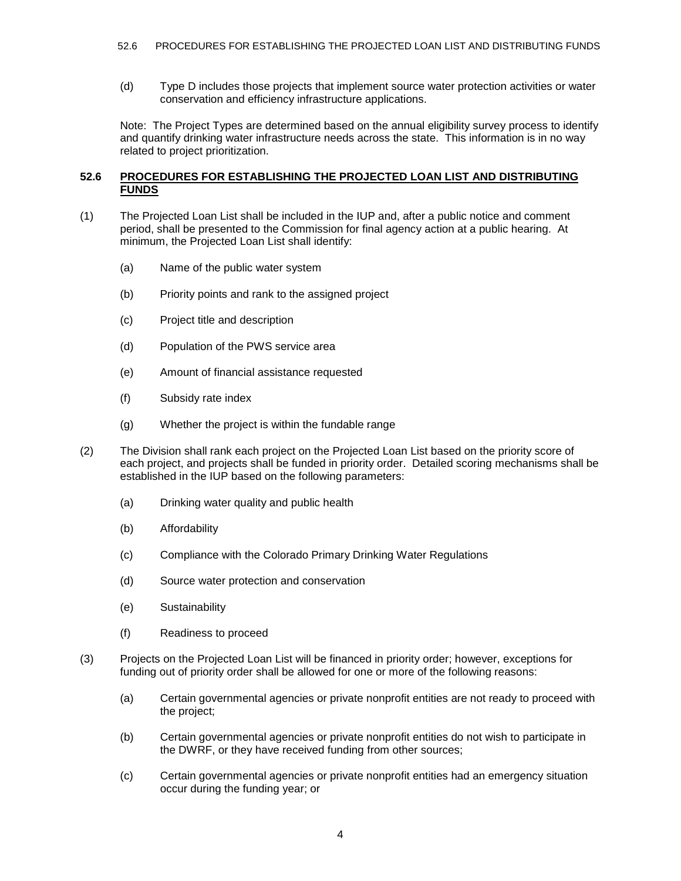(d) Type D includes those projects that implement source water protection activities or water conservation and efficiency infrastructure applications.

Note: The Project Types are determined based on the annual eligibility survey process to identify and quantify drinking water infrastructure needs across the state. This information is in no way related to project prioritization.

## 52.6 PROCEDURES FOR ESTABLISHING THE PROJECTED LOAN LIST AND DISTRIBUTING FUNDS

(1) The Projected Loan List shall be included in the IUP and, after a public notice and comment period, shall be presented to the Commission for final agency action at a public hearing. At minimum, the Projected Loan List shall identify:

- (a) Name of the public water system
- (b) Priority points and rank to the assigned project
- (c) Project title and description
- (d) Population of the PWS service area
- (e) Amount of financial assistance requested
- (f) Subsidy rate index
- (g) Whether the project is within the fundable range

(2) The Division shall rank each project on the Projected Loan List based on the priority score of each project, and projects shall be funded in priority order. Detailed scoring mechanisms shall be established in the IUP based on the following parameters:

- (a) Drinking water quality and public health
- (b) Affordability
- (c) Compliance with the Colorado Primary Drinking Water Regulations
- (d) Source water protection and conservation
- (e) Sustainability
- (f) Readiness to proceed

(3) Projects on the Projected Loan List will be financed in priority order; however, exceptions for funding out of priority order shall be allowed for one or more of the following reasons:

- (a) Certain governmental agencies or private nonprofit entities are not ready to proceed with the project;
- (b) Certain governmental agencies or private nonprofit entities do not wish to participate in the DWRF, or they have received funding from other sources;
- (c) Certain governmental agencies or private nonprofit entities had an emergency situation occur during the funding year; or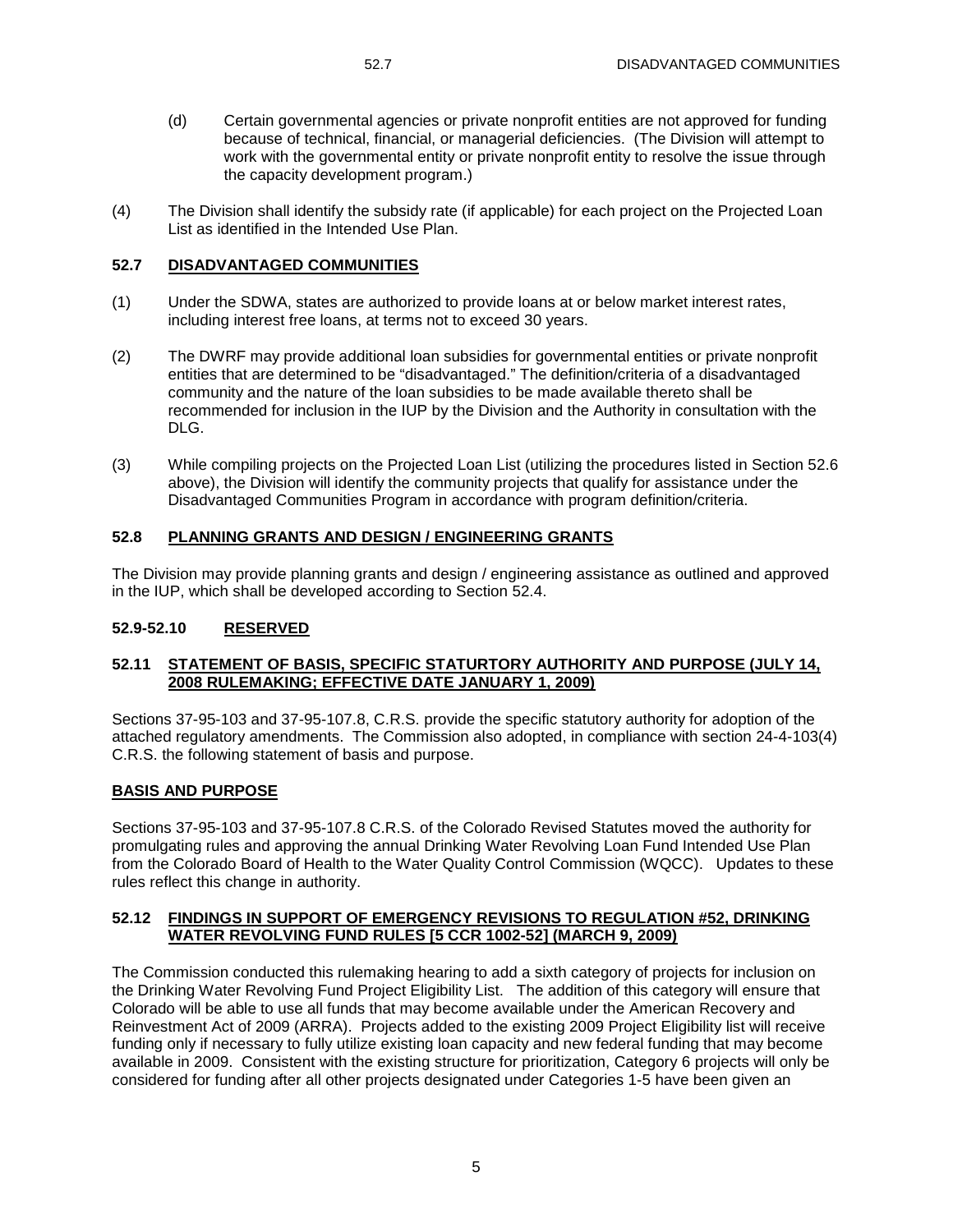(d) Certain governmental agencies or private nonprofit entities are not approved for funding because of technical, financial, or managerial deficiencies. (The Division will attempt to work with the governmental entity or private nonprofit entity to resolve the issue through the capacity development program.)

(4) The Division shall identify the subsidy rate (if applicable) for each project on the Projected Loan List as identified in the Intended Use Plan.

## 52.7 DISADVANTAGED COMMUNITIES

(1) Under the SDWA, states are authorized to provide loans at or below market interest rates, including interest free loans, at terms not to exceed 30 years.

(2) The DWRF may provide additional loan subsidies for governmental entities or private nonprofit entities that are determined to be "disadvantaged." The definition/criteria of a disadvantaged community and the nature of the loan subsidies to be made available thereto shall be recommended for inclusion in the IUP by the Division and the Authority in consultation with the DLG.

(3) While compiling projects on the Projected Loan List (utilizing the procedures listed in Section 52.6 above), the Division will identify the community projects that qualify for assistance under the Disadvantaged Communities Program in accordance with program definition/criteria.

## 52.8 PLANNING GRANTS AND DESIGN / ENGINEERING GRANTS

The Division may provide planning grants and design / engineering assistance as outlined and approved in the IUP, which shall be developed according to Section 52.4.

## 52.9-52.10 RESERVED

## 52.11 STATEMENT OF BASIS, SPECIFIC STATURTORY AUTHORITY AND PURPOSE (JULY 14, 2008 RULEMAKING; EFFECTIVE DATE JANUARY 1, 2009)

Sections 37-95-103 and 37-95-107.8, C.R.S. provide the specific statutory authority for adoption of the attached regulatory amendments. The Commission also adopted, in compliance with section 24-4-103(4) C.R.S. the following statement of basis and purpose.

**BASIS AND PURPOSE**

Sections 37-95-103 and 37-95-107.8 C.R.S. of the Colorado Revised Statutes moved the authority for promulgating rules and approving the annual Drinking Water Revolving Loan Fund Intended Use Plan from the Colorado Board of Health to the Water Quality Control Commission (WQCC). Updates to these rules reflect this change in authority.

## 52.12 FINDINGS IN SUPPORT OF EMERGENCY REVISIONS TO REGULATION #52, DRINKING WATER REVOLVING FUND RULES [5 CCR 1002-52] (MARCH 9, 2009)

The Commission conducted this rulemaking hearing to add a sixth category of projects for inclusion on the Drinking Water Revolving Fund Project Eligibility List. The addition of this category will ensure that Colorado will be able to use all funds that may become available under the American Recovery and Reinvestment Act of 2009 (ARRA). Projects added to the existing 2009 Project Eligibility list will receive funding only if necessary to fully utilize existing loan capacity and new federal funding that may become available in 2009. Consistent with the existing structure for prioritization, Category 6 projects will only be considered for funding after all other projects designated under Categories 1-5 have been given an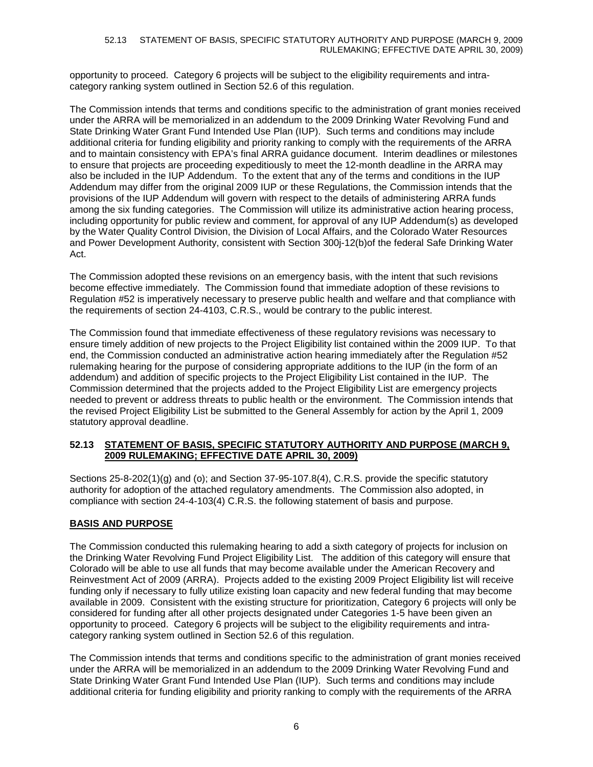opportunity to proceed. Category 6 projects will be subject to the eligibility requirements and intra-category ranking system outlined in Section 52.6 of this regulation.

The Commission intends that terms and conditions specific to the administration of grant monies received under the ARRA will be memorialized in an addendum to the 2009 Drinking Water Revolving Fund and State Drinking Water Grant Fund Intended Use Plan (IUP). Such terms and conditions may include additional criteria for funding eligibility and priority ranking to comply with the requirements of the ARRA and to maintain consistency with EPA's final ARRA guidance document. Interim deadlines or milestones to ensure that projects are proceeding expeditiously to meet the 12-month deadline in the ARRA may also be included in the IUP Addendum. To the extent that any of the terms and conditions in the IUP Addendum may differ from the original 2009 IUP or these Regulations, the Commission intends that the provisions of the IUP Addendum will govern with respect to the details of administering ARRA funds among the six funding categories. The Commission will utilize its administrative action hearing process, including opportunity for public review and comment, for approval of any IUP Addendum(s) as developed by the Water Quality Control Division, the Division of Local Affairs, and the Colorado Water Resources and Power Development Authority, consistent with Section 300j-12(b)of the federal Safe Drinking Water Act.

The Commission adopted these revisions on an emergency basis, with the intent that such revisions become effective immediately. The Commission found that immediate adoption of these revisions to Regulation #52 is imperatively necessary to preserve public health and welfare and that compliance with the requirements of section 24-4103, C.R.S., would be contrary to the public interest.

The Commission found that immediate effectiveness of these regulatory revisions was necessary to ensure timely addition of new projects to the Project Eligibility list contained within the 2009 IUP. To that end, the Commission conducted an administrative action hearing immediately after the Regulation #52 rulemaking hearing for the purpose of considering appropriate additions to the IUP (in the form of an addendum) and addition of specific projects to the Project Eligibility List contained in the IUP. The Commission determined that the projects added to the Project Eligibility List are emergency projects needed to prevent or address threats to public health or the environment. The Commission intends that the revised Project Eligibility List be submitted to the General Assembly for action by the April 1, 2009 statutory approval deadline.

## 52.13 STATEMENT OF BASIS, SPECIFIC STATUTORY AUTHORITY AND PURPOSE (MARCH 9, 2009 RULEMAKING; EFFECTIVE DATE APRIL 30, 2009)

Sections 25-8-202(1)(g) and (o); and Section 37-95-107.8(4), C.R.S. provide the specific statutory authority for adoption of the attached regulatory amendments. The Commission also adopted, in compliance with section 24-4-103(4) C.R.S. the following statement of basis and purpose.

### BASIS AND PURPOSE

The Commission conducted this rulemaking hearing to add a sixth category of projects for inclusion on the Drinking Water Revolving Fund Project Eligibility List. The addition of this category will ensure that Colorado will be able to use all funds that may become available under the American Recovery and Reinvestment Act of 2009 (ARRA). Projects added to the existing 2009 Project Eligibility list will receive funding only if necessary to fully utilize existing loan capacity and new federal funding that may become available in 2009. Consistent with the existing structure for prioritization, Category 6 projects will only be considered for funding after all other projects designated under Categories 1-5 have been given an opportunity to proceed. Category 6 projects will be subject to the eligibility requirements and intra-category ranking system outlined in Section 52.6 of this regulation.

The Commission intends that terms and conditions specific to the administration of grant monies received under the ARRA will be memorialized in an addendum to the 2009 Drinking Water Revolving Fund and State Drinking Water Grant Fund Intended Use Plan (IUP). Such terms and conditions may include additional criteria for funding eligibility and priority ranking to comply with the requirements of the ARRA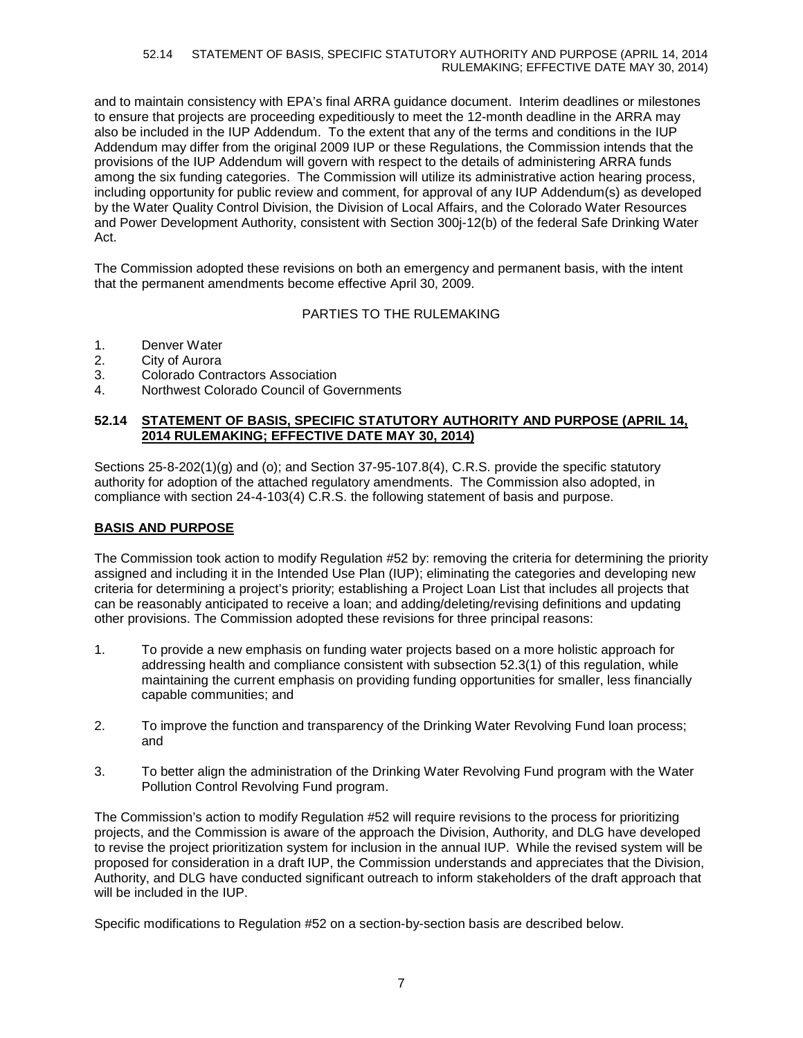and to maintain consistency with EPA's final ARRA guidance document. Interim deadlines or milestones to ensure that projects are proceeding expeditiously to meet the 12-month deadline in the ARRA may also be included in the IUP Addendum. To the extent that any of the terms and conditions in the IUP Addendum may differ from the original 2009 IUP or these Regulations, the Commission intends that the provisions of the IUP Addendum will govern with respect to the details of administering ARRA funds among the six funding categories. The Commission will utilize its administrative action hearing process, including opportunity for public review and comment, for approval of any IUP Addendum(s) as developed by the Water Quality Control Division, the Division of Local Affairs, and the Colorado Water Resources and Power Development Authority, consistent with Section 300j-12(b) of the federal Safe Drinking Water Act.

The Commission adopted these revisions on both an emergency and permanent basis, with the intent that the permanent amendments become effective April 30, 2009.

PARTIES TO THE RULEMAKING

1. Denver Water
2. City of Aurora
3. Colorado Contractors Association
4. Northwest Colorado Council of Governments

## 52.14 STATEMENT OF BASIS, SPECIFIC STATUTORY AUTHORITY AND PURPOSE (APRIL 14, 2014 RULEMAKING; EFFECTIVE DATE MAY 30, 2014)

Sections 25-8-202(1)(g) and (o); and Section 37-95-107.8(4), C.R.S. provide the specific statutory authority for adoption of the attached regulatory amendments. The Commission also adopted, in compliance with section 24-4-103(4) C.R.S. the following statement of basis and purpose.

### BASIS AND PURPOSE

The Commission took action to modify Regulation #52 by: removing the criteria for determining the priority assigned and including it in the Intended Use Plan (IUP); eliminating the categories and developing new criteria for determining a project's priority; establishing a Project Loan List that includes all projects that can be reasonably anticipated to receive a loan; and adding/deleting/revising definitions and updating other provisions. The Commission adopted these revisions for three principal reasons:

1. To provide a new emphasis on funding water projects based on a more holistic approach for addressing health and compliance consistent with subsection 52.3(1) of this regulation, while maintaining the current emphasis on providing funding opportunities for smaller, less financially capable communities; and

2. To improve the function and transparency of the Drinking Water Revolving Fund loan process; and

3. To better align the administration of the Drinking Water Revolving Fund program with the Water Pollution Control Revolving Fund program.

The Commission's action to modify Regulation #52 will require revisions to the process for prioritizing projects, and the Commission is aware of the approach the Division, Authority, and DLG have developed to revise the project prioritization system for inclusion in the annual IUP. While the revised system will be proposed for consideration in a draft IUP, the Commission understands and appreciates that the Division, Authority, and DLG have conducted significant outreach to inform stakeholders of the draft approach that will be included in the IUP.

Specific modifications to Regulation #52 on a section-by-section basis are described below.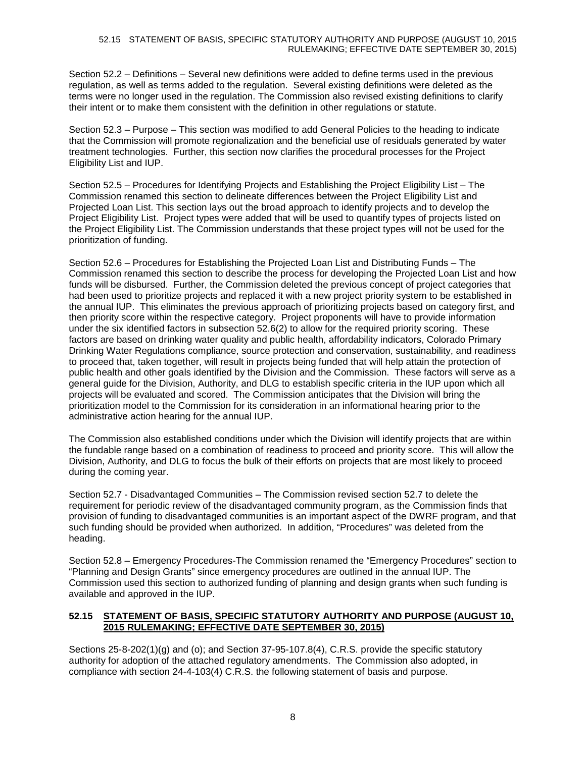Section 52.2 – Definitions – Several new definitions were added to define terms used in the previous regulation, as well as terms added to the regulation. Several existing definitions were deleted as the terms were no longer used in the regulation. The Commission also revised existing definitions to clarify their intent or to make them consistent with the definition in other regulations or statute.

Section 52.3 – Purpose – This section was modified to add General Policies to the heading to indicate that the Commission will promote regionalization and the beneficial use of residuals generated by water treatment technologies. Further, this section now clarifies the procedural processes for the Project Eligibility List and IUP.

Section 52.5 – Procedures for Identifying Projects and Establishing the Project Eligibility List – The Commission renamed this section to delineate differences between the Project Eligibility List and Projected Loan List. This section lays out the broad approach to identify projects and to develop the Project Eligibility List. Project types were added that will be used to quantify types of projects listed on the Project Eligibility List. The Commission understands that these project types will not be used for the prioritization of funding.

Section 52.6 – Procedures for Establishing the Projected Loan List and Distributing Funds – The Commission renamed this section to describe the process for developing the Projected Loan List and how funds will be disbursed. Further, the Commission deleted the previous concept of project categories that had been used to prioritize projects and replaced it with a new project priority system to be established in the annual IUP. This eliminates the previous approach of prioritizing projects based on category first, and then priority score within the respective category. Project proponents will have to provide information under the six identified factors in subsection 52.6(2) to allow for the required priority scoring. These factors are based on drinking water quality and public health, affordability indicators, Colorado Primary Drinking Water Regulations compliance, source protection and conservation, sustainability, and readiness to proceed that, taken together, will result in projects being funded that will help attain the protection of public health and other goals identified by the Division and the Commission. These factors will serve as a general guide for the Division, Authority, and DLG to establish specific criteria in the IUP upon which all projects will be evaluated and scored. The Commission anticipates that the Division will bring the prioritization model to the Commission for its consideration in an informational hearing prior to the administrative action hearing for the annual IUP.

The Commission also established conditions under which the Division will identify projects that are within the fundable range based on a combination of readiness to proceed and priority score. This will allow the Division, Authority, and DLG to focus the bulk of their efforts on projects that are most likely to proceed during the coming year.

Section 52.7 - Disadvantaged Communities – The Commission revised section 52.7 to delete the requirement for periodic review of the disadvantaged community program, as the Commission finds that provision of funding to disadvantaged communities is an important aspect of the DWRF program, and that such funding should be provided when authorized. In addition, "Procedures" was deleted from the heading.

Section 52.8 – Emergency Procedures-The Commission renamed the "Emergency Procedures" section to "Planning and Design Grants" since emergency procedures are outlined in the annual IUP. The Commission used this section to authorized funding of planning and design grants when such funding is available and approved in the IUP.

## 52.15 STATEMENT OF BASIS, SPECIFIC STATUTORY AUTHORITY AND PURPOSE (AUGUST 10, 2015 RULEMAKING; EFFECTIVE DATE SEPTEMBER 30, 2015)

Sections 25-8-202(1)(g) and (o); and Section 37-95-107.8(4), C.R.S. provide the specific statutory authority for adoption of the attached regulatory amendments. The Commission also adopted, in compliance with section 24-4-103(4) C.R.S. the following statement of basis and purpose.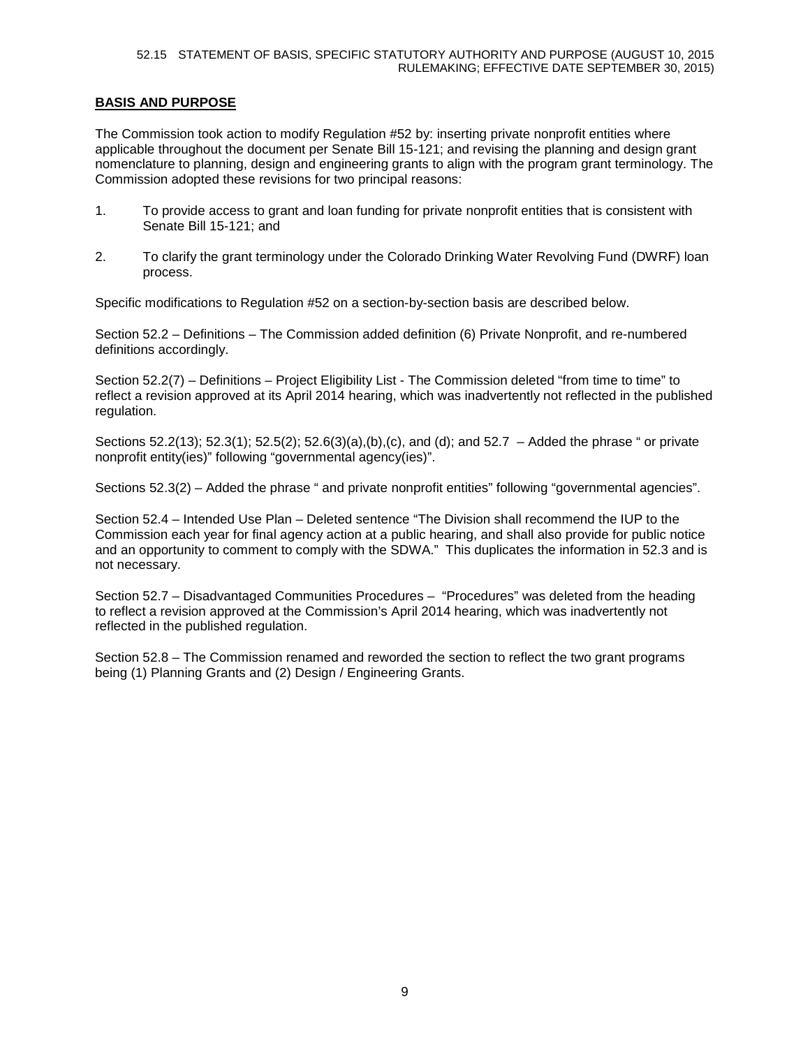52.15 STATEMENT OF BASIS, SPECIFIC STATUTORY AUTHORITY AND PURPOSE (AUGUST 10, 2015 RULEMAKING; EFFECTIVE DATE SEPTEMBER 30, 2015)

**BASIS AND PURPOSE**

The Commission took action to modify Regulation #52 by: inserting private nonprofit entities where applicable throughout the document per Senate Bill 15-121; and revising the planning and design grant nomenclature to planning, design and engineering grants to align with the program grant terminology. The Commission adopted these revisions for two principal reasons:

1. To provide access to grant and loan funding for private nonprofit entities that is consistent with Senate Bill 15-121; and

2. To clarify the grant terminology under the Colorado Drinking Water Revolving Fund (DWRF) loan process.

Specific modifications to Regulation #52 on a section-by-section basis are described below.

Section 52.2 – Definitions – The Commission added definition (6) Private Nonprofit, and re-numbered definitions accordingly.

Section 52.2(7) – Definitions – Project Eligibility List - The Commission deleted "from time to time" to reflect a revision approved at its April 2014 hearing, which was inadvertently not reflected in the published regulation.

Sections 52.2(13); 52.3(1); 52.5(2); 52.6(3)(a),(b),(c), and (d); and 52.7 – Added the phrase " or private nonprofit entity(ies)" following "governmental agency(ies)".

Sections 52.3(2) – Added the phrase " and private nonprofit entities" following "governmental agencies".

Section 52.4 – Intended Use Plan – Deleted sentence "The Division shall recommend the IUP to the Commission each year for final agency action at a public hearing, and shall also provide for public notice and an opportunity to comment to comply with the SDWA." This duplicates the information in 52.3 and is not necessary.

Section 52.7 – Disadvantaged Communities Procedures – "Procedures" was deleted from the heading to reflect a revision approved at the Commission's April 2014 hearing, which was inadvertently not reflected in the published regulation.

Section 52.8 – The Commission renamed and reworded the section to reflect the two grant programs being (1) Planning Grants and (2) Design / Engineering Grants.